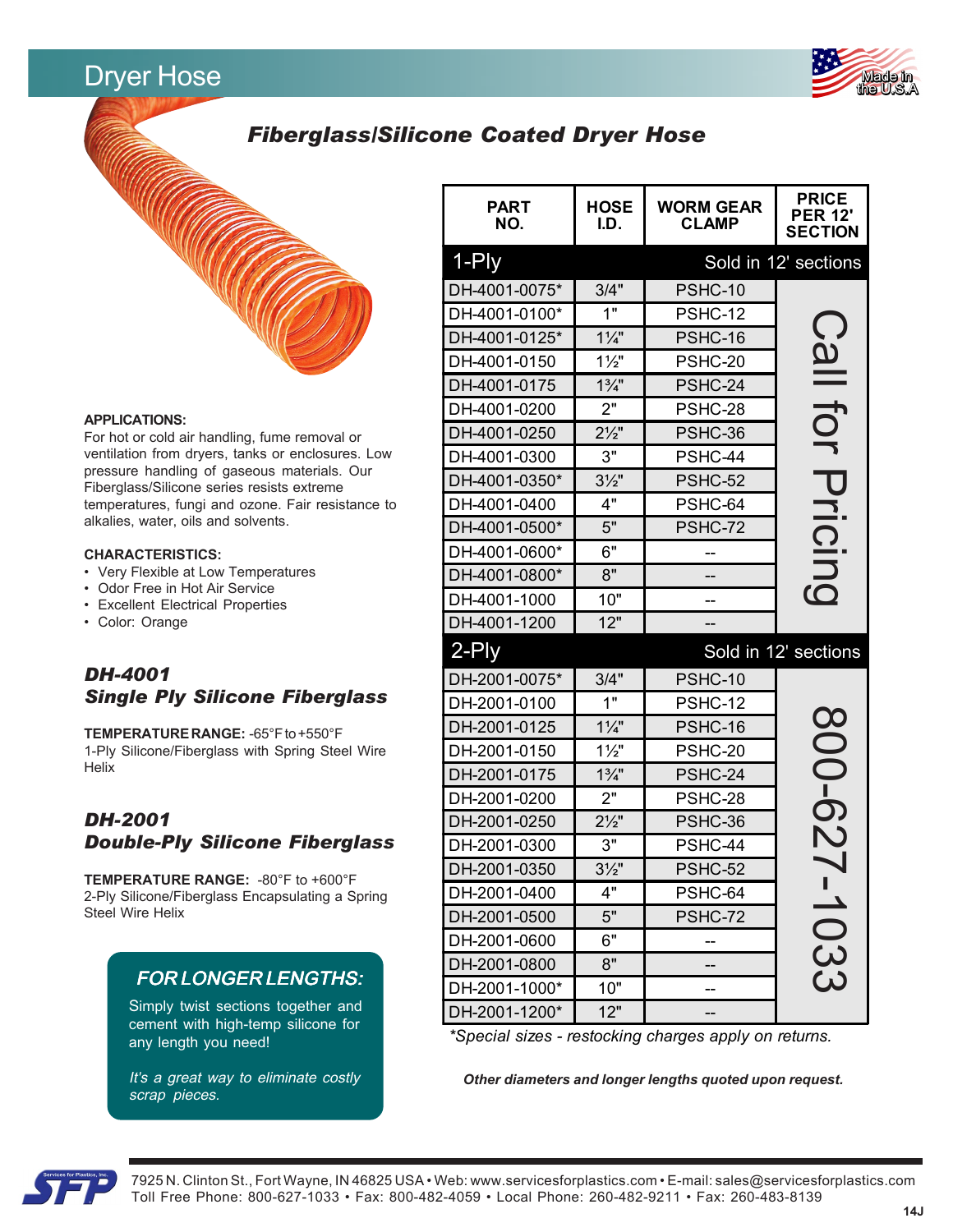# Dryer Hose

Made in the U.S.A

## Fiberglass/Silicone Coated Dryer Hose

**APPLICATIONS:**
For hot or cold air handling, fume removal or ventilation from dryers, tanks or enclosures. Low pressure handling of gaseous materials. Our Fiberglass/Silicone series resists extreme temperatures, fungi and ozone. Fair resistance to alkalies, water, oils and solvents.

**CHARACTERISTICS:**
- Very Flexible at Low Temperatures
- Odor Free in Hot Air Service
- Excellent Electrical Properties
- Color: Orange

### *DH-4001*
### *Single Ply Silicone Fiberglass*

**TEMPERATURE RANGE:** -65°F to +550°F
1-Ply Silicone/Fiberglass with Spring Steel Wire Helix

### *DH-2001*
### *Double-Ply Silicone Fiberglass*

**TEMPERATURE RANGE:** -80°F to +600°F
2-Ply Silicone/Fiberglass Encapsulating a Spring Steel Wire Helix

***FOR LONGER LENGTHS:***
Simply twist sections together and cement with high-temp silicone for any length you need!

*It's a great way to eliminate costly scrap pieces.*

| PART NO. | HOSE I.D. | WORM GEAR CLAMP | PRICE PER 12' SECTION |
|---|---|---|---|
| **1-Ply** | | | **Sold in 12' sections** |
| DH-4001-0075* | 3/4" | PSHC-10 | Call for Pricing |
| DH-4001-0100* | 1" | PSHC-12 | |
| DH-4001-0125* | 1¼" | PSHC-16 | |
| DH-4001-0150 | 1½" | PSHC-20 | |
| DH-4001-0175 | 1¾" | PSHC-24 | |
| DH-4001-0200 | 2" | PSHC-28 | |
| DH-4001-0250 | 2½" | PSHC-36 | |
| DH-4001-0300 | 3" | PSHC-44 | |
| DH-4001-0350* | 3½" | PSHC-52 | |
| DH-4001-0400 | 4" | PSHC-64 | |
| DH-4001-0500* | 5" | PSHC-72 | |
| DH-4001-0600* | 6" | -- | |
| DH-4001-0800* | 8" | -- | |
| DH-4001-1000 | 10" | -- | |
| DH-4001-1200 | 12" | -- | |
| **2-Ply** | | | **Sold in 12' sections** |
| DH-2001-0075* | 3/4" | PSHC-10 | 800-627-1033 |
| DH-2001-0100 | 1" | PSHC-12 | |
| DH-2001-0125 | 1¼" | PSHC-16 | |
| DH-2001-0150 | 1½" | PSHC-20 | |
| DH-2001-0175 | 1¾" | PSHC-24 | |
| DH-2001-0200 | 2" | PSHC-28 | |
| DH-2001-0250 | 2½" | PSHC-36 | |
| DH-2001-0300 | 3" | PSHC-44 | |
| DH-2001-0350 | 3½" | PSHC-52 | |
| DH-2001-0400 | 4" | PSHC-64 | |
| DH-2001-0500 | 5" | PSHC-72 | |
| DH-2001-0600 | 6" | -- | |
| DH-2001-0800 | 8" | -- | |
| DH-2001-1000* | 10" | -- | |
| DH-2001-1200* | 12" | -- | |

*\*Special sizes - restocking charges apply on returns.*

***Other diameters and longer lengths quoted upon request.***

7925 N. Clinton St., Fort Wayne, IN 46825 USA • Web: www.servicesforplastics.com • E-mail: sales@servicesforplastics.com
Toll Free Phone: 800-627-1033 • Fax: 800-482-4059 • Local Phone: 260-482-9211 • Fax: 260-483-8139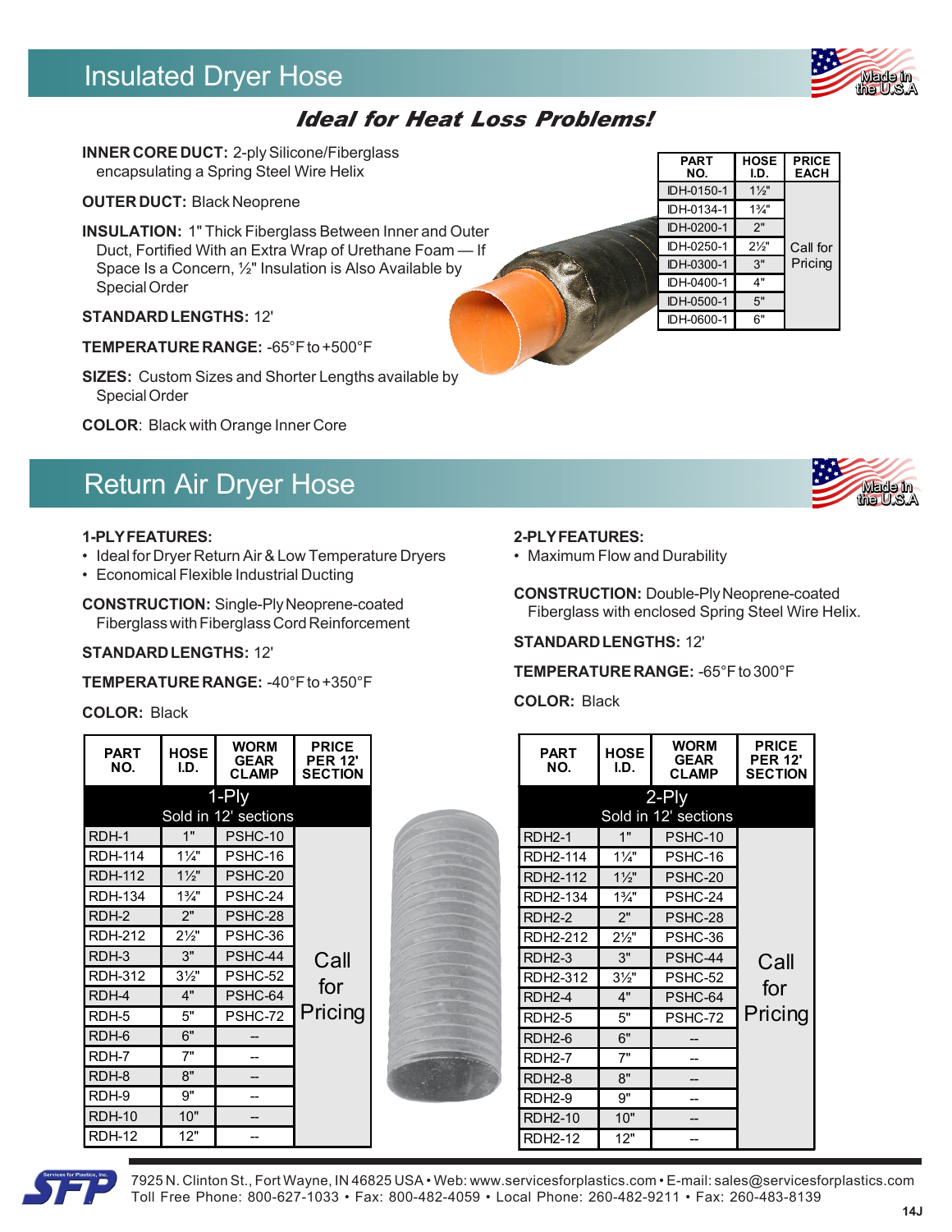# Insulated Dryer Hose

***Ideal for Heat Loss Problems!***

**INNER CORE DUCT:** 2-ply Silicone/Fiberglass encapsulating a Spring Steel Wire Helix

**OUTER DUCT:** Black Neoprene

**INSULATION:** 1" Thick Fiberglass Between Inner and Outer Duct, Fortified With an Extra Wrap of Urethane Foam — If Space Is a Concern, ½" Insulation is Also Available by Special Order

**STANDARD LENGTHS:** 12'

**TEMPERATURE RANGE:** -65°F to +500°F

**SIZES:** Custom Sizes and Shorter Lengths available by Special Order

**COLOR:** Black with Orange Inner Core

| PART NO. | HOSE I.D. | PRICE EACH |
|---|---|---|
| IDH-0150-1 | 1½" | Call for Pricing |
| IDH-0134-1 | 1¾" | |
| IDH-0200-1 | 2" | |
| IDH-0250-1 | 2½" | |
| IDH-0300-1 | 3" | |
| IDH-0400-1 | 4" | |
| IDH-0500-1 | 5" | |
| IDH-0600-1 | 6" | |

# Return Air Dryer Hose

**1-PLY FEATURES:**

- Ideal for Dryer Return Air & Low Temperature Dryers
- Economical Flexible Industrial Ducting

**CONSTRUCTION:** Single-Ply Neoprene-coated Fiberglass with Fiberglass Cord Reinforcement

**STANDARD LENGTHS:** 12'

**TEMPERATURE RANGE:** -40°F to +350°F

**COLOR:** Black

| PART NO. | HOSE I.D. | WORM GEAR CLAMP | PRICE PER 12' SECTION |
|---|---|---|---|
| 1-Ply Sold in 12' sections | | | |
| RDH-1 | 1" | PSHC-10 | Call for Pricing |
| RDH-114 | 1¼" | PSHC-16 | |
| RDH-112 | 1½" | PSHC-20 | |
| RDH-134 | 1¾" | PSHC-24 | |
| RDH-2 | 2" | PSHC-28 | |
| RDH-212 | 2½" | PSHC-36 | |
| RDH-3 | 3" | PSHC-44 | |
| RDH-312 | 3½" | PSHC-52 | |
| RDH-4 | 4" | PSHC-64 | |
| RDH-5 | 5" | PSHC-72 | |
| RDH-6 | 6" | -- | |
| RDH-7 | 7" | -- | |
| RDH-8 | 8" | -- | |
| RDH-9 | 9" | -- | |
| RDH-10 | 10" | -- | |
| RDH-12 | 12" | -- | |

**2-PLY FEATURES:**

- Maximum Flow and Durability

**CONSTRUCTION:** Double-Ply Neoprene-coated Fiberglass with enclosed Spring Steel Wire Helix.

**STANDARD LENGTHS:** 12'

**TEMPERATURE RANGE:** -65°F to 300°F

**COLOR:** Black

| PART NO. | HOSE I.D. | WORM GEAR CLAMP | PRICE PER 12' SECTION |
|---|---|---|---|
| 2-Ply Sold in 12' sections | | | |
| RDH2-1 | 1" | PSHC-10 | Call for Pricing |
| RDH2-114 | 1¼" | PSHC-16 | |
| RDH2-112 | 1½" | PSHC-20 | |
| RDH2-134 | 1¾" | PSHC-24 | |
| RDH2-2 | 2" | PSHC-28 | |
| RDH2-212 | 2½" | PSHC-36 | |
| RDH2-3 | 3" | PSHC-44 | |
| RDH2-312 | 3½" | PSHC-52 | |
| RDH2-4 | 4" | PSHC-64 | |
| RDH2-5 | 5" | PSHC-72 | |
| RDH2-6 | 6" | -- | |
| RDH2-7 | 7" | -- | |
| RDH2-8 | 8" | -- | |
| RDH2-9 | 9" | -- | |
| RDH2-10 | 10" | -- | |
| RDH2-12 | 12" | -- | |

7925 N. Clinton St., Fort Wayne, IN 46825 USA • Web: www.servicesforplastics.com • E-mail: sales@servicesforplastics.com
Toll Free Phone: 800-627-1033 • Fax: 800-482-4059 • Local Phone: 260-482-9211 • Fax: 260-483-8139